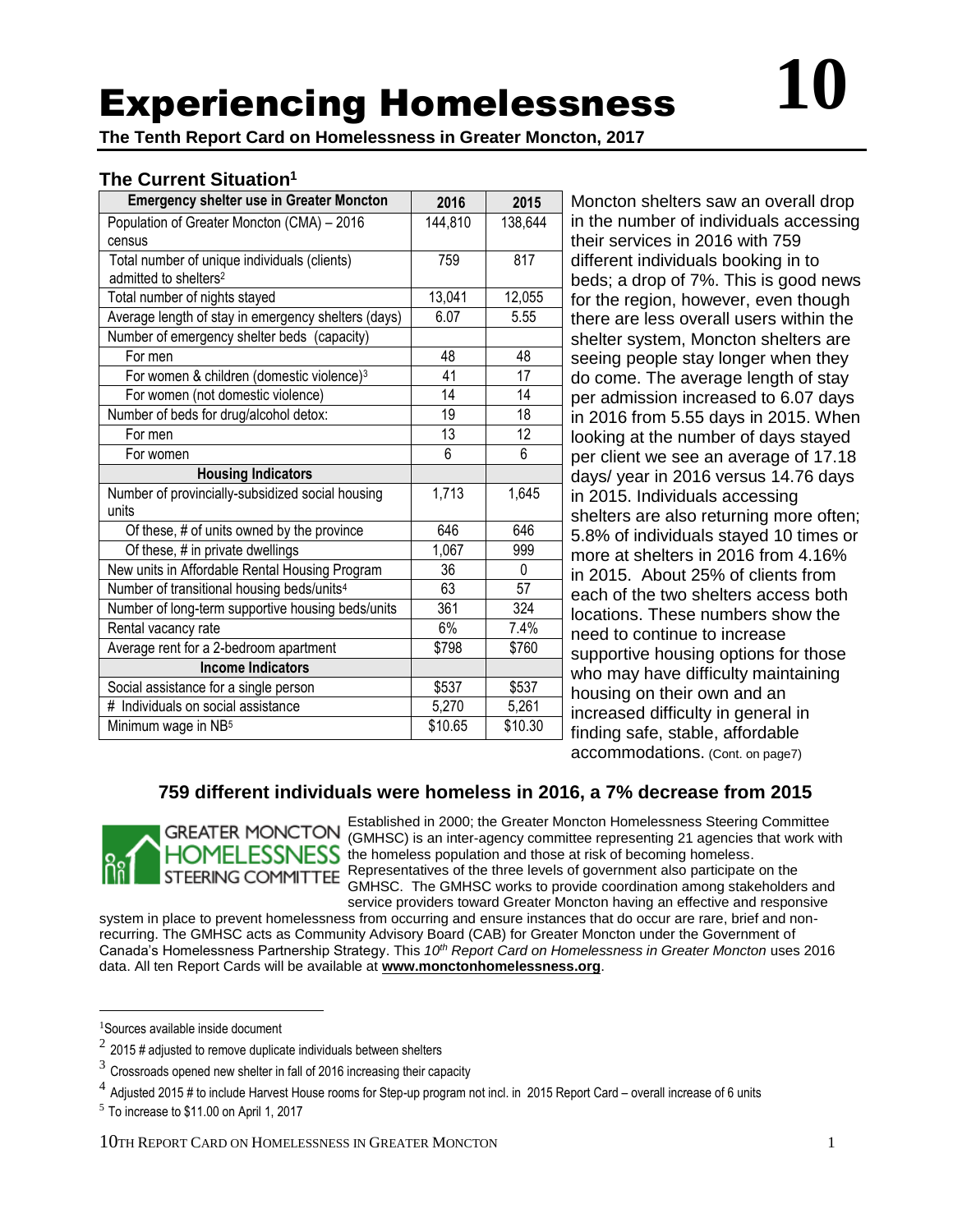# Experiencing Homelessness 10

**The Tenth Report Card on Homelessness in Greater Moncton, 2017**

## The Current Situation[1]

| Emergency shelter use in Greater Moncton | 2016 | 2015 |
|---|---|---|
| Population of Greater Moncton (CMA) – 2016 census | 144,810 | 138,644 |
| Total number of unique individuals (clients) admitted to shelters[2] | 759 | 817 |
| Total number of nights stayed | 13,041 | 12,055 |
| Average length of stay in emergency shelters (days) | 6.07 | 5.55 |
| Number of emergency shelter beds (capacity) | | |
| For men | 48 | 48 |
| For women & children (domestic violence)[3] | 41 | 17 |
| For women (not domestic violence) | 14 | 14 |
| Number of beds for drug/alcohol detox: | 19 | 18 |
| For men | 13 | 12 |
| For women | 6 | 6 |
| **Housing Indicators** | | |
| Number of provincially-subsidized social housing units | 1,713 | 1,645 |
| Of these, # of units owned by the province | 646 | 646 |
| Of these, # in private dwellings | 1,067 | 999 |
| New units in Affordable Rental Housing Program | 36 | 0 |
| Number of transitional housing beds/units[4] | 63 | 57 |
| Number of long-term supportive housing beds/units | 361 | 324 |
| Rental vacancy rate | 6% | 7.4% |
| Average rent for a 2-bedroom apartment | $798 | $760 |
| **Income Indicators** | | |
| Social assistance for a single person | $537 | $537 |
| # Individuals on social assistance | 5,270 | 5,261 |
| Minimum wage in NB[5] | $10.65 | $10.30 |

Moncton shelters saw an overall drop in the number of individuals accessing their services in 2016 with 759 different individuals booking in to beds; a drop of 7%. This is good news for the region, however, even though there are less overall users within the shelter system, Moncton shelters are seeing people stay longer when they do come. The average length of stay per admission increased to 6.07 days in 2016 from 5.55 days in 2015. When looking at the number of days stayed per client we see an average of 17.18 days/ year in 2016 versus 14.76 days in 2015. Individuals accessing shelters are also returning more often; 5.8% of individuals stayed 10 times or more at shelters in 2016 from 4.16% in 2015. About 25% of clients from each of the two shelters access both locations. These numbers show the need to continue to increase supportive housing options for those who may have difficulty maintaining housing on their own and an increased difficulty in general in finding safe, stable, affordable accommodations. (Cont. on page7)

### 759 different individuals were homeless in 2016, a 7% decrease from 2015

GREATER MONCTON HOMELESSNESS STEERING COMMITTEE

Established in 2000; the Greater Moncton Homelessness Steering Committee (GMHSC) is an inter-agency committee representing 21 agencies that work with the homeless population and those at risk of becoming homeless. Representatives of the three levels of government also participate on the GMHSC. The GMHSC works to provide coordination among stakeholders and service providers toward Greater Moncton having an effective and responsive system in place to prevent homelessness from occurring and ensure instances that do occur are rare, brief and non-recurring. The GMHSC acts as Community Advisory Board (CAB) for Greater Moncton under the Government of Canada's Homelessness Partnership Strategy. This *10th Report Card on Homelessness in Greater Moncton* uses 2016 data. All ten Report Cards will be available at **www.monctonhomelessness.org**.

---

[1] Sources available inside document

[2] 2015 # adjusted to remove duplicate individuals between shelters

[3] Crossroads opened new shelter in fall of 2016 increasing their capacity

[4] Adjusted 2015 # to include Harvest House rooms for Step-up program not incl. in 2015 Report Card – overall increase of 6 units

[5] To increase to $11.00 on April 1, 2017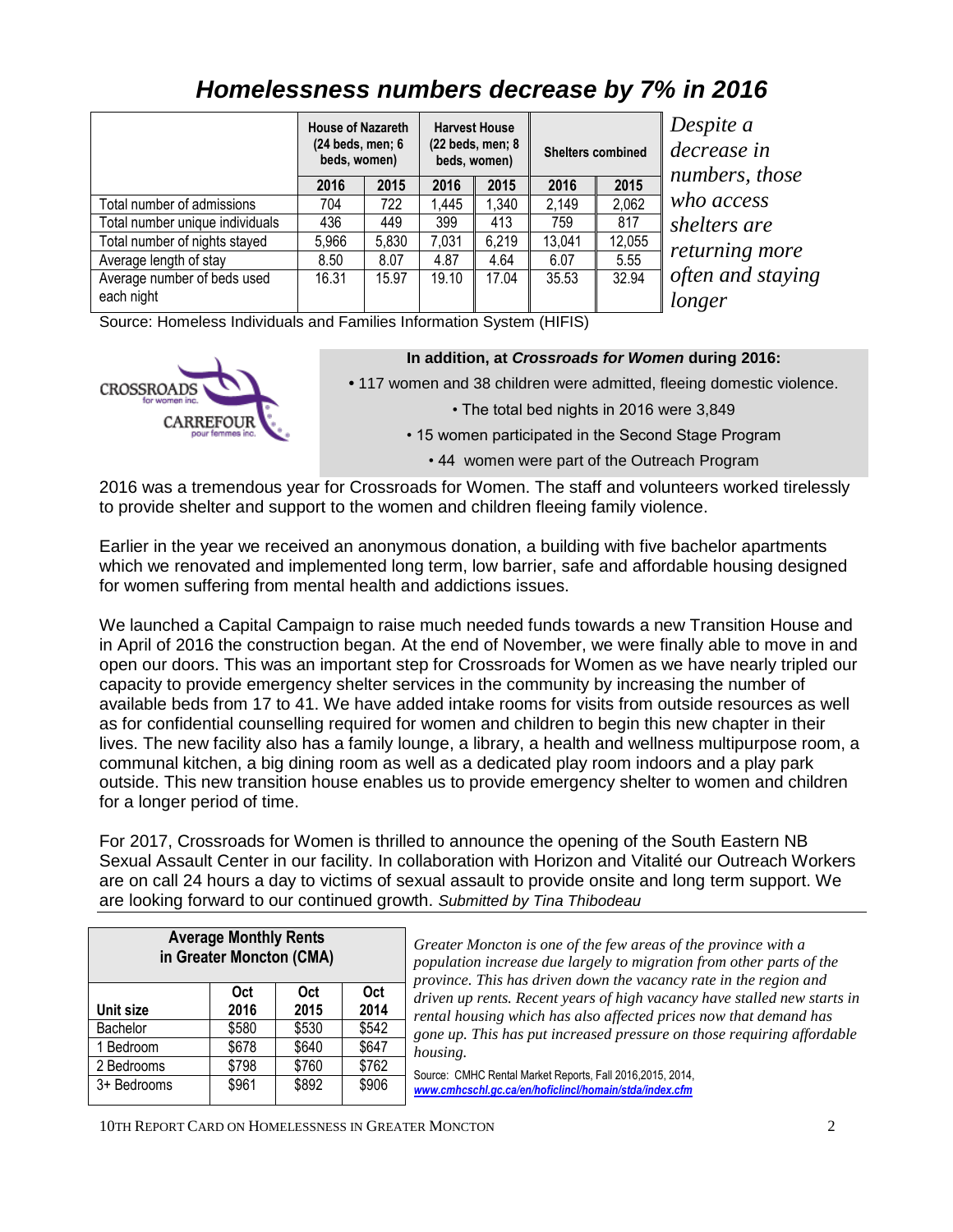# *Homelessness numbers decrease by 7% in 2016*

| | House of Nazareth (24 beds, men; 6 beds, women) | | Harvest House (22 beds, men; 8 beds, women) | | Shelters combined | |
|---|---|---|---|---|---|---|
| | 2016 | 2015 | 2016 | 2015 | 2016 | 2015 |
| Total number of admissions | 704 | 722 | 1,445 | 1,340 | 2,149 | 2,062 |
| Total number unique individuals | 436 | 449 | 399 | 413 | 759 | 817 |
| Total number of nights stayed | 5,966 | 5,830 | 7,031 | 6,219 | 13,041 | 12,055 |
| Average length of stay | 8.50 | 8.07 | 4.87 | 4.64 | 6.07 | 5.55 |
| Average number of beds used each night | 16.31 | 15.97 | 19.10 | 17.04 | 35.53 | 32.94 |

*Despite a decrease in numbers, those who access shelters are returning more often and staying longer*

Source: Homeless Individuals and Families Information System (HIFIS)

CROSSROADS for women inc. CARREFOUR pour femmes inc.

**In addition, at *Crossroads for Women* during 2016:**

- 117 women and 38 children were admitted, fleeing domestic violence.
- The total bed nights in 2016 were 3,849
- 15 women participated in the Second Stage Program
- 44 women were part of the Outreach Program

2016 was a tremendous year for Crossroads for Women. The staff and volunteers worked tirelessly to provide shelter and support to the women and children fleeing family violence.

Earlier in the year we received an anonymous donation, a building with five bachelor apartments which we renovated and implemented long term, low barrier, safe and affordable housing designed for women suffering from mental health and addictions issues.

We launched a Capital Campaign to raise much needed funds towards a new Transition House and in April of 2016 the construction began. At the end of November, we were finally able to move in and open our doors. This was an important step for Crossroads for Women as we have nearly tripled our capacity to provide emergency shelter services in the community by increasing the number of available beds from 17 to 41. We have added intake rooms for visits from outside resources as well as for confidential counselling required for women and children to begin this new chapter in their lives. The new facility also has a family lounge, a library, a health and wellness multipurpose room, a communal kitchen, a big dining room as well as a dedicated play room indoors and a play park outside. This new transition house enables us to provide emergency shelter to women and children for a longer period of time.

For 2017, Crossroads for Women is thrilled to announce the opening of the South Eastern NB Sexual Assault Center in our facility. In collaboration with Horizon and Vitalité our Outreach Workers are on call 24 hours a day to victims of sexual assault to provide onsite and long term support. We are looking forward to our continued growth. *Submitted by Tina Thibodeau*

**Average Monthly Rents in Greater Moncton (CMA)**

| Unit size | Oct 2016 | Oct 2015 | Oct 2014 |
|---|---|---|---|
| Bachelor | $580 | $530 | $542 |
| 1 Bedroom | $678 | $640 | $647 |
| 2 Bedrooms | $798 | $760 | $762 |
| 3+ Bedrooms | $961 | $892 | $906 |

*Greater Moncton is one of the few areas of the province with a population increase due largely to migration from other parts of the province. This has driven down the vacancy rate in the region and driven up rents. Recent years of high vacancy have stalled new starts in rental housing which has also affected prices now that demand has gone up. This has put increased pressure on those requiring affordable housing.*

Source: CMHC Rental Market Reports, Fall 2016,2015, 2014, *www.cmhcschl.gc.ca/en/hoficlincl/homain/stda/index.cfm*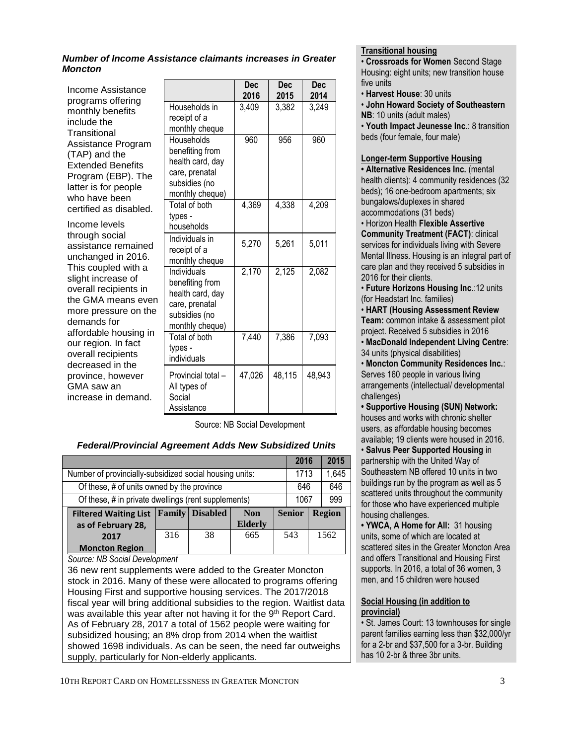### *Number of Income Assistance claimants increases in Greater Moncton*

Income Assistance programs offering monthly benefits include the Transitional Assistance Program (TAP) and the Extended Benefits Program (EBP). The latter is for people who have been certified as disabled.

Income levels through social assistance remained unchanged in 2016. This coupled with a slight increase of overall recipients in the GMA means even more pressure on the demands for affordable housing in our region. In fact overall recipients decreased in the province, however GMA saw an increase in demand.

| | Dec 2016 | Dec 2015 | Dec 2014 |
|---|---|---|---|
| Households in receipt of a monthly cheque | 3,409 | 3,382 | 3,249 |
| Households benefiting from health card, day care, prenatal subsidies (no monthly cheque) | 960 | 956 | 960 |
| Total of both types - households | 4,369 | 4,338 | 4,209 |
| Individuals in receipt of a monthly cheque | 5,270 | 5,261 | 5,011 |
| Individuals benefiting from health card, day care, prenatal subsidies (no monthly cheque) | 2,170 | 2,125 | 2,082 |
| Total of both types - individuals | 7,440 | 7,386 | 7,093 |
| Provincial total – All types of Social Assistance | 47,026 | 48,115 | 48,943 |

Source: NB Social Development

### *Federal/Provincial Agreement Adds New Subsidized Units*

| | 2016 | 2015 |
|---|---|---|
| Number of provincially-subsidized social housing units: | 1713 | 1,645 |
| Of these, # of units owned by the province | 646 | 646 |
| Of these, # in private dwellings (rent supplements) | 1067 | 999 |

| Filtered Waiting List as of February 28, 2017 Moncton Region | Family | Disabled | Non Elderly | Senior | Region |
|---|---|---|---|---|---|
| | 316 | 38 | 665 | 543 | 1562 |

*Source: NB Social Development*

36 new rent supplements were added to the Greater Moncton stock in 2016. Many of these were allocated to programs offering Housing First and supportive housing services. The 2017/2018 fiscal year will bring additional subsidies to the region. Waitlist data was available this year after not having it for the 9th Report Card. As of February 28, 2017 a total of 1562 people were waiting for subsidized housing; an 8% drop from 2014 when the waitlist showed 1698 individuals. As can be seen, the need far outweighs supply, particularly for Non-elderly applicants.

**Transitional housing**

- **Crossroads for Women** Second Stage Housing: eight units; new transition house five units
- **Harvest House**: 30 units
- **John Howard Society of Southeastern NB**: 10 units (adult males)
- **Youth Impact Jeunesse Inc**.: 8 transition beds (four female, four male)

**Longer-term Supportive Housing**

- **Alternative Residences Inc.** (mental health clients): 4 community residences (32 beds); 16 one-bedroom apartments; six bungalows/duplexes in shared accommodations (31 beds)
- Horizon Health **Flexible Assertive Community Treatment (FACT)**: clinical services for individuals living with Severe Mental Illness. Housing is an integral part of care plan and they received 5 subsidies in 2016 for their clients.
- **Future Horizons Housing Inc**.:12 units (for Headstart Inc. families)
- **HART (Housing Assessment Review Team:** common intake & assessment pilot project. Received 5 subsidies in 2016
- **MacDonald Independent Living Centre**: 34 units (physical disabilities)
- **Moncton Community Residences Inc.**: Serves 160 people in various living arrangements (intellectual/ developmental challenges)
- **Supportive Housing (SUN) Network:** houses and works with chronic shelter users, as affordable housing becomes available; 19 clients were housed in 2016.
- **Salvus Peer Supported Housing** in partnership with the United Way of Southeastern NB offered 10 units in two buildings run by the program as well as 5 scattered units throughout the community for those who have experienced multiple housing challenges.
- **YWCA, A Home for All:** 31 housing units, some of which are located at scattered sites in the Greater Moncton Area and offers Transitional and Housing First supports. In 2016, a total of 36 women, 3 men, and 15 children were housed

**Social Housing (in addition to provincial)**

- St. James Court: 13 townhouses for single parent families earning less than $32,000/yr for a 2-br and $37,500 for a 3-br. Building has 10 2-br & three 3br units.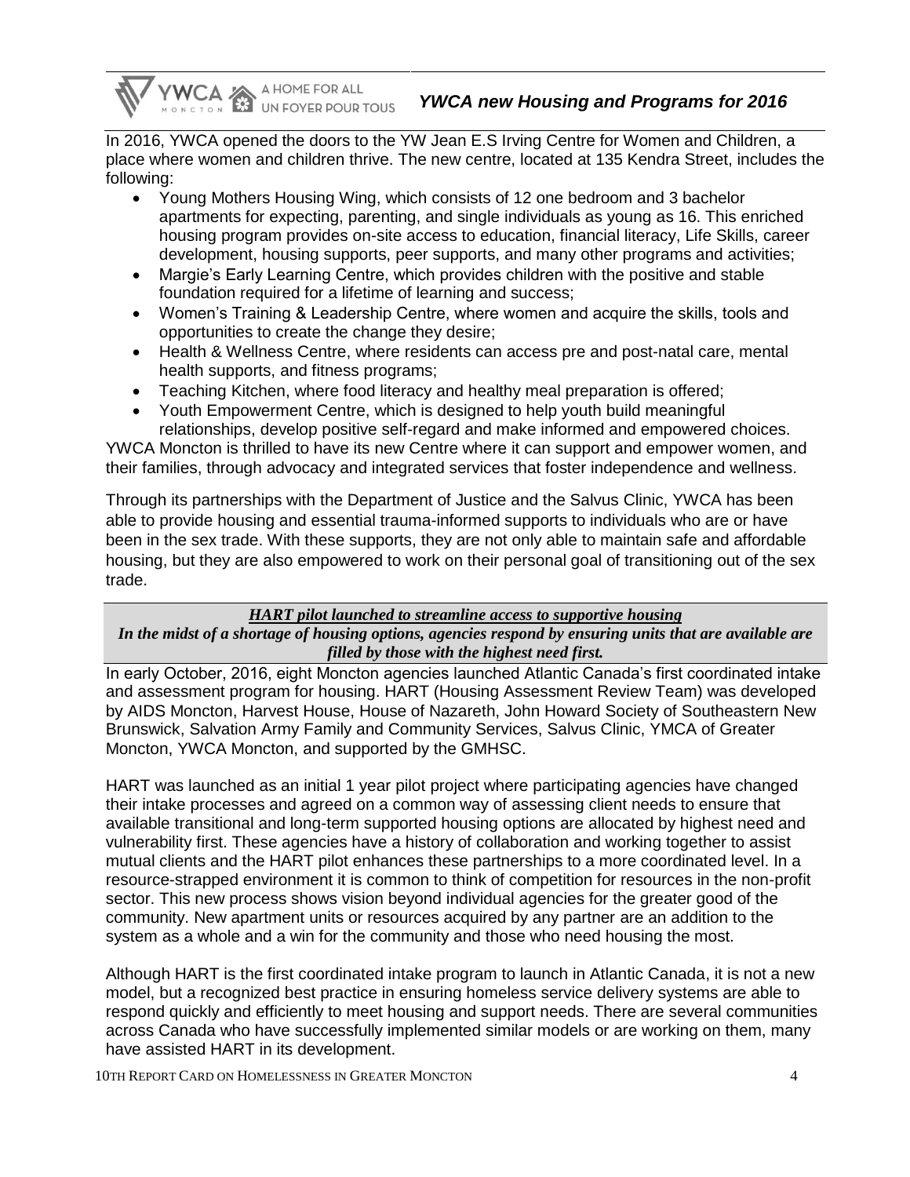## YWCA new Housing and Programs for 2016

In 2016, YWCA opened the doors to the YW Jean E.S Irving Centre for Women and Children, a place where women and children thrive. The new centre, located at 135 Kendra Street, includes the following:

- Young Mothers Housing Wing, which consists of 12 one bedroom and 3 bachelor apartments for expecting, parenting, and single individuals as young as 16. This enriched housing program provides on-site access to education, financial literacy, Life Skills, career development, housing supports, peer supports, and many other programs and activities;
- Margie's Early Learning Centre, which provides children with the positive and stable foundation required for a lifetime of learning and success;
- Women's Training & Leadership Centre, where women and acquire the skills, tools and opportunities to create the change they desire;
- Health & Wellness Centre, where residents can access pre and post-natal care, mental health supports, and fitness programs;
- Teaching Kitchen, where food literacy and healthy meal preparation is offered;
- Youth Empowerment Centre, which is designed to help youth build meaningful relationships, develop positive self-regard and make informed and empowered choices.

YWCA Moncton is thrilled to have its new Centre where it can support and empower women, and their families, through advocacy and integrated services that foster independence and wellness.

Through its partnerships with the Department of Justice and the Salvus Clinic, YWCA has been able to provide housing and essential trauma-informed supports to individuals who are or have been in the sex trade. With these supports, they are not only able to maintain safe and affordable housing, but they are also empowered to work on their personal goal of transitioning out of the sex trade.

### ***HART pilot launched to streamline access to supportive housing***

***In the midst of a shortage of housing options, agencies respond by ensuring units that are available are filled by those with the highest need first.***

In early October, 2016, eight Moncton agencies launched Atlantic Canada's first coordinated intake and assessment program for housing. HART (Housing Assessment Review Team) was developed by AIDS Moncton, Harvest House, House of Nazareth, John Howard Society of Southeastern New Brunswick, Salvation Army Family and Community Services, Salvus Clinic, YMCA of Greater Moncton, YWCA Moncton, and supported by the GMHSC.

HART was launched as an initial 1 year pilot project where participating agencies have changed their intake processes and agreed on a common way of assessing client needs to ensure that available transitional and long-term supported housing options are allocated by highest need and vulnerability first. These agencies have a history of collaboration and working together to assist mutual clients and the HART pilot enhances these partnerships to a more coordinated level. In a resource-strapped environment it is common to think of competition for resources in the non-profit sector. This new process shows vision beyond individual agencies for the greater good of the community. New apartment units or resources acquired by any partner are an addition to the system as a whole and a win for the community and those who need housing the most.

Although HART is the first coordinated intake program to launch in Atlantic Canada, it is not a new model, but a recognized best practice in ensuring homeless service delivery systems are able to respond quickly and efficiently to meet housing and support needs. There are several communities across Canada who have successfully implemented similar models or are working on them, many have assisted HART in its development.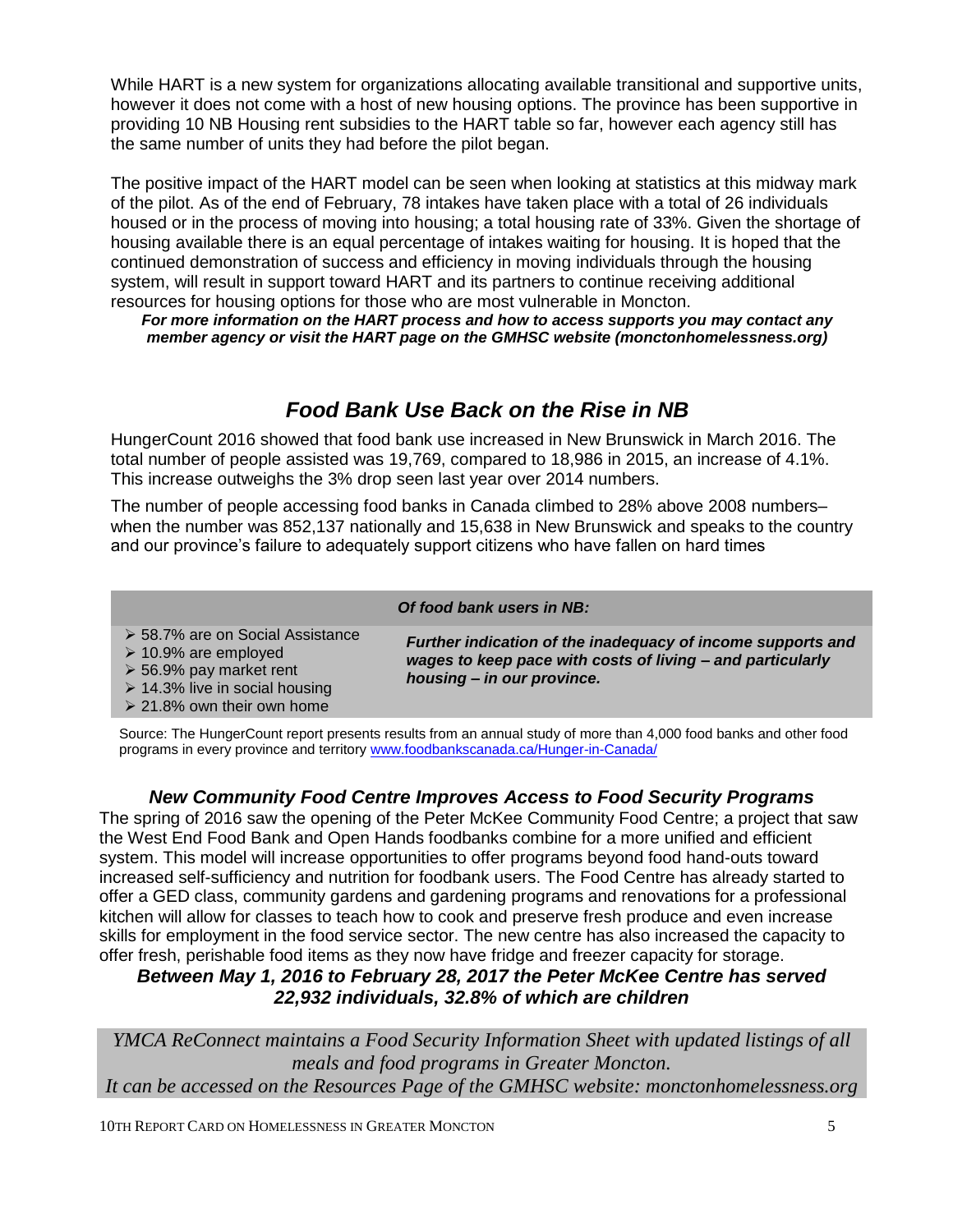While HART is a new system for organizations allocating available transitional and supportive units, however it does not come with a host of new housing options. The province has been supportive in providing 10 NB Housing rent subsidies to the HART table so far, however each agency still has the same number of units they had before the pilot began.

The positive impact of the HART model can be seen when looking at statistics at this midway mark of the pilot. As of the end of February, 78 intakes have taken place with a total of 26 individuals housed or in the process of moving into housing; a total housing rate of 33%. Given the shortage of housing available there is an equal percentage of intakes waiting for housing. It is hoped that the continued demonstration of success and efficiency in moving individuals through the housing system, will result in support toward HART and its partners to continue receiving additional resources for housing options for those who are most vulnerable in Moncton.

***For more information on the HART process and how to access supports you may contact any member agency or visit the HART page on the GMHSC website (monctonhomelessness.org)***

## *Food Bank Use Back on the Rise in NB*

HungerCount 2016 showed that food bank use increased in New Brunswick in March 2016. The total number of people assisted was 19,769, compared to 18,986 in 2015, an increase of 4.1%. This increase outweighs the 3% drop seen last year over 2014 numbers.

The number of people accessing food banks in Canada climbed to 28% above 2008 numbers– when the number was 852,137 nationally and 15,638 in New Brunswick and speaks to the country and our province's failure to adequately support citizens who have fallen on hard times

***Of food bank users in NB:***

- 58.7% are on Social Assistance
- 10.9% are employed
- 56.9% pay market rent
- 14.3% live in social housing
- 21.8% own their own home

***Further indication of the inadequacy of income supports and wages to keep pace with costs of living – and particularly housing – in our province.***

Source: The HungerCount report presents results from an annual study of more than 4,000 food banks and other food programs in every province and territory www.foodbankscanada.ca/Hunger-in-Canada/

### *New Community Food Centre Improves Access to Food Security Programs*

The spring of 2016 saw the opening of the Peter McKee Community Food Centre; a project that saw the West End Food Bank and Open Hands foodbanks combine for a more unified and efficient system. This model will increase opportunities to offer programs beyond food hand-outs toward increased self-sufficiency and nutrition for foodbank users. The Food Centre has already started to offer a GED class, community gardens and gardening programs and renovations for a professional kitchen will allow for classes to teach how to cook and preserve fresh produce and even increase skills for employment in the food service sector. The new centre has also increased the capacity to offer fresh, perishable food items as they now have fridge and freezer capacity for storage.

***Between May 1, 2016 to February 28, 2017 the Peter McKee Centre has served 22,932 individuals, 32.8% of which are children***

*YMCA ReConnect maintains a Food Security Information Sheet with updated listings of all meals and food programs in Greater Moncton.*
*It can be accessed on the Resources Page of the GMHSC website: monctonhomelessness.org*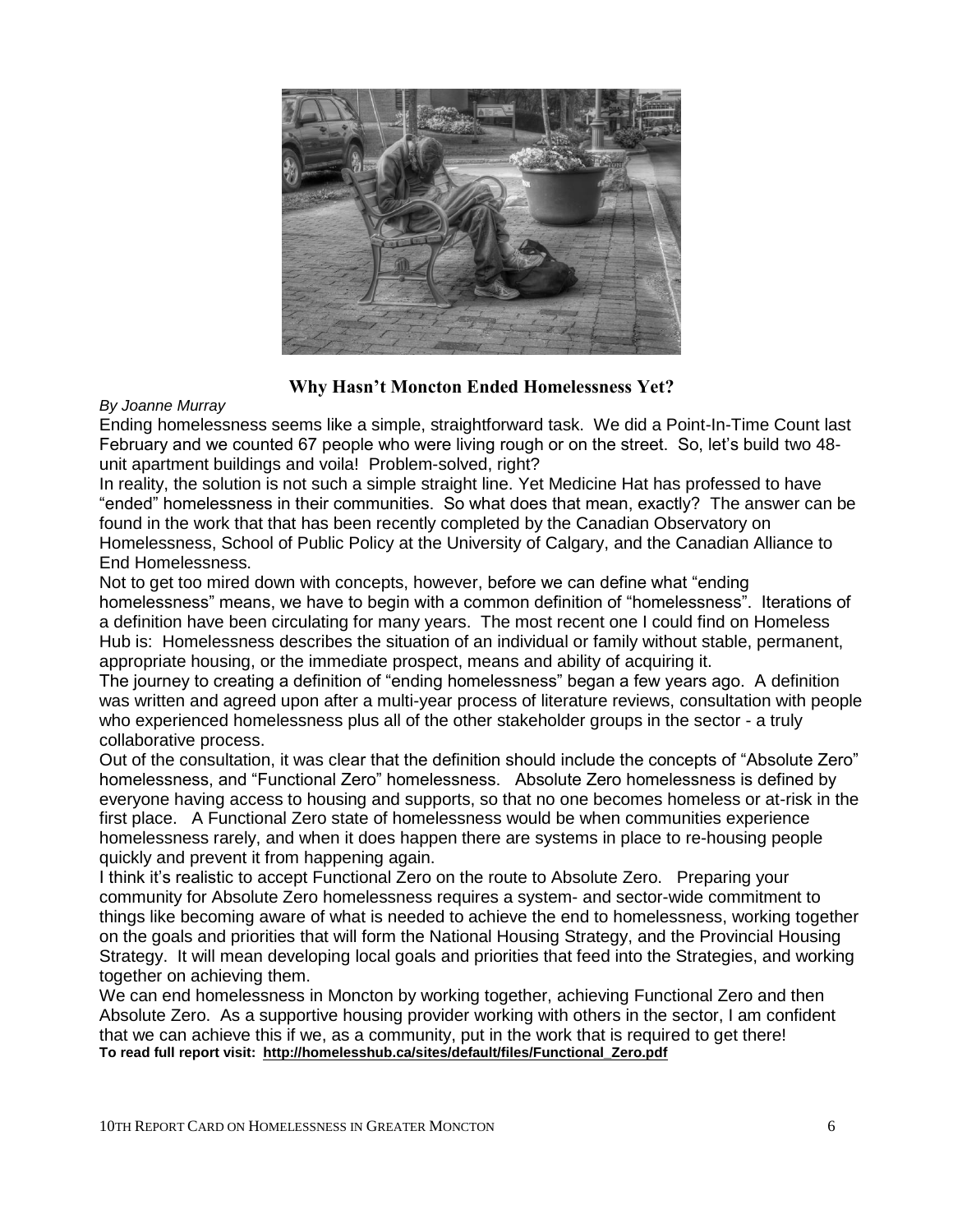## Why Hasn't Moncton Ended Homelessness Yet?

*By Joanne Murray*

Ending homelessness seems like a simple, straightforward task. We did a Point-In-Time Count last February and we counted 67 people who were living rough or on the street. So, let's build two 48-unit apartment buildings and voila! Problem-solved, right?

In reality, the solution is not such a simple straight line. Yet Medicine Hat has professed to have "ended" homelessness in their communities. So what does that mean, exactly? The answer can be found in the work that that has been recently completed by the Canadian Observatory on Homelessness, School of Public Policy at the University of Calgary, and the Canadian Alliance to End Homelessness.

Not to get too mired down with concepts, however, before we can define what "ending homelessness" means, we have to begin with a common definition of "homelessness". Iterations of a definition have been circulating for many years. The most recent one I could find on Homeless Hub is: Homelessness describes the situation of an individual or family without stable, permanent, appropriate housing, or the immediate prospect, means and ability of acquiring it.

The journey to creating a definition of "ending homelessness" began a few years ago. A definition was written and agreed upon after a multi-year process of literature reviews, consultation with people who experienced homelessness plus all of the other stakeholder groups in the sector - a truly collaborative process.

Out of the consultation, it was clear that the definition should include the concepts of "Absolute Zero" homelessness, and "Functional Zero" homelessness. Absolute Zero homelessness is defined by everyone having access to housing and supports, so that no one becomes homeless or at-risk in the first place. A Functional Zero state of homelessness would be when communities experience homelessness rarely, and when it does happen there are systems in place to re-housing people quickly and prevent it from happening again.

I think it's realistic to accept Functional Zero on the route to Absolute Zero. Preparing your community for Absolute Zero homelessness requires a system- and sector-wide commitment to things like becoming aware of what is needed to achieve the end to homelessness, working together on the goals and priorities that will form the National Housing Strategy, and the Provincial Housing Strategy. It will mean developing local goals and priorities that feed into the Strategies, and working together on achieving them.

We can end homelessness in Moncton by working together, achieving Functional Zero and then Absolute Zero. As a supportive housing provider working with others in the sector, I am confident that we can achieve this if we, as a community, put in the work that is required to get there!

**To read full report visit: http://homelesshub.ca/sites/default/files/Functional_Zero.pdf**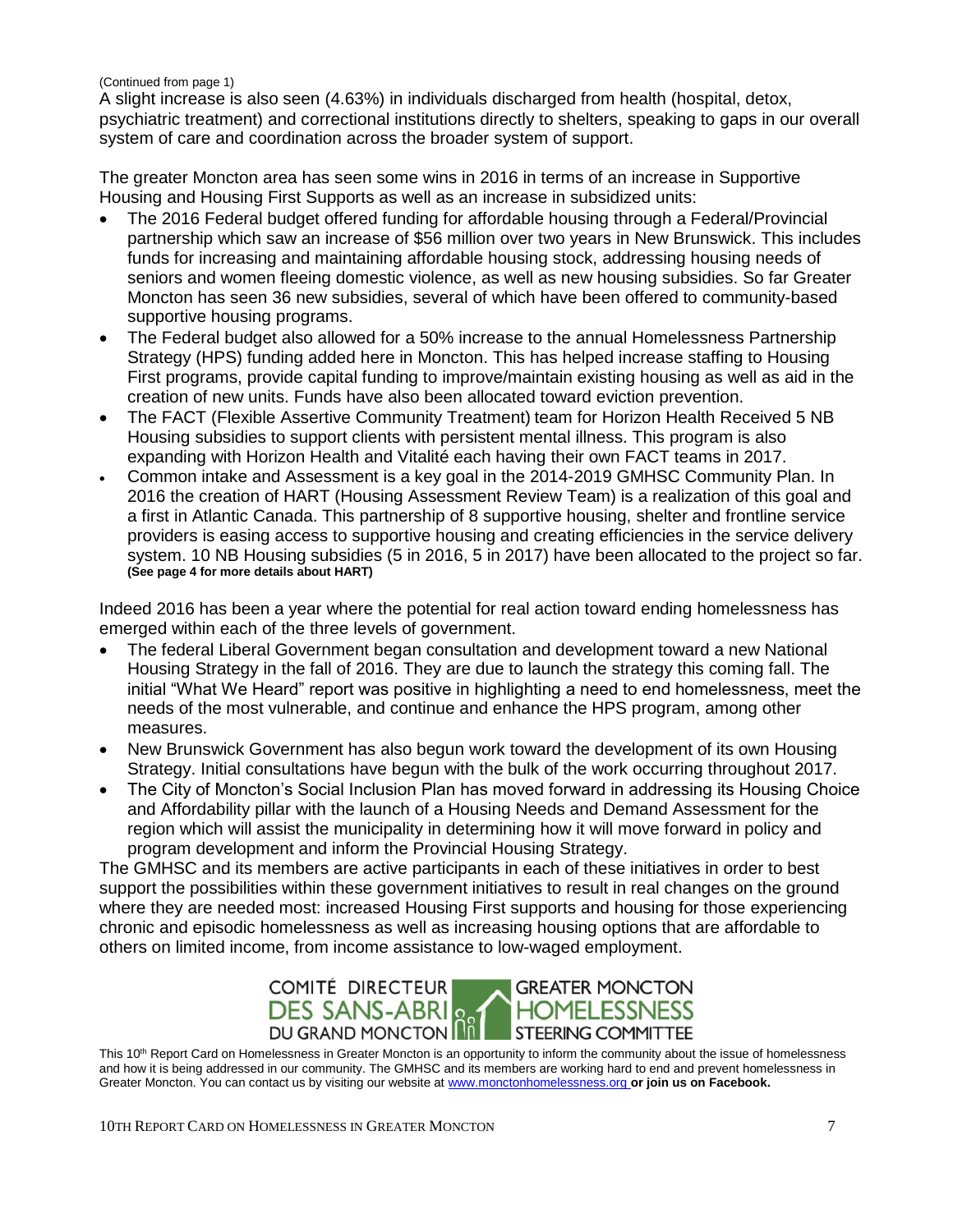(Continued from page 1)

A slight increase is also seen (4.63%) in individuals discharged from health (hospital, detox, psychiatric treatment) and correctional institutions directly to shelters, speaking to gaps in our overall system of care and coordination across the broader system of support.

The greater Moncton area has seen some wins in 2016 in terms of an increase in Supportive Housing and Housing First Supports as well as an increase in subsidized units:

- The 2016 Federal budget offered funding for affordable housing through a Federal/Provincial partnership which saw an increase of $56 million over two years in New Brunswick. This includes funds for increasing and maintaining affordable housing stock, addressing housing needs of seniors and women fleeing domestic violence, as well as new housing subsidies. So far Greater Moncton has seen 36 new subsidies, several of which have been offered to community-based supportive housing programs.
- The Federal budget also allowed for a 50% increase to the annual Homelessness Partnership Strategy (HPS) funding added here in Moncton. This has helped increase staffing to Housing First programs, provide capital funding to improve/maintain existing housing as well as aid in the creation of new units. Funds have also been allocated toward eviction prevention.
- The FACT (Flexible Assertive Community Treatment) team for Horizon Health Received 5 NB Housing subsidies to support clients with persistent mental illness. This program is also expanding with Horizon Health and Vitalité each having their own FACT teams in 2017.
- Common intake and Assessment is a key goal in the 2014-2019 GMHSC Community Plan. In 2016 the creation of HART (Housing Assessment Review Team) is a realization of this goal and a first in Atlantic Canada. This partnership of 8 supportive housing, shelter and frontline service providers is easing access to supportive housing and creating efficiencies in the service delivery system. 10 NB Housing subsidies (5 in 2016, 5 in 2017) have been allocated to the project so far. **(See page 4 for more details about HART)**

Indeed 2016 has been a year where the potential for real action toward ending homelessness has emerged within each of the three levels of government.

- The federal Liberal Government began consultation and development toward a new National Housing Strategy in the fall of 2016. They are due to launch the strategy this coming fall. The initial "What We Heard" report was positive in highlighting a need to end homelessness, meet the needs of the most vulnerable, and continue and enhance the HPS program, among other measures.
- New Brunswick Government has also begun work toward the development of its own Housing Strategy. Initial consultations have begun with the bulk of the work occurring throughout 2017.
- The City of Moncton's Social Inclusion Plan has moved forward in addressing its Housing Choice and Affordability pillar with the launch of a Housing Needs and Demand Assessment for the region which will assist the municipality in determining how it will move forward in policy and program development and inform the Provincial Housing Strategy.

The GMHSC and its members are active participants in each of these initiatives in order to best support the possibilities within these government initiatives to result in real changes on the ground where they are needed most: increased Housing First supports and housing for those experiencing chronic and episodic homelessness as well as increasing housing options that are affordable to others on limited income, from income assistance to low-waged employment.

COMITÉ DIRECTEUR DES SANS-ABRI DU GRAND MONCTON
GREATER MONCTON HOMELESSNESS STEERING COMMITTEE

This 10th Report Card on Homelessness in Greater Moncton is an opportunity to inform the community about the issue of homelessness and how it is being addressed in our community. The GMHSC and its members are working hard to end and prevent homelessness in Greater Moncton. You can contact us by visiting our website at www.monctonhomelessness.org **or join us on Facebook.**